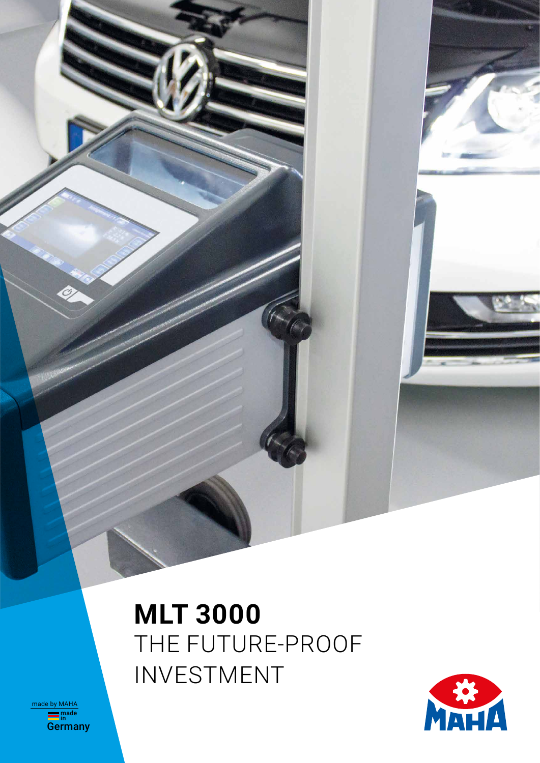# MLT 3000

THE FUTURE-PROOF INVESTMENT

made by MAHA

made in Germany

MAHA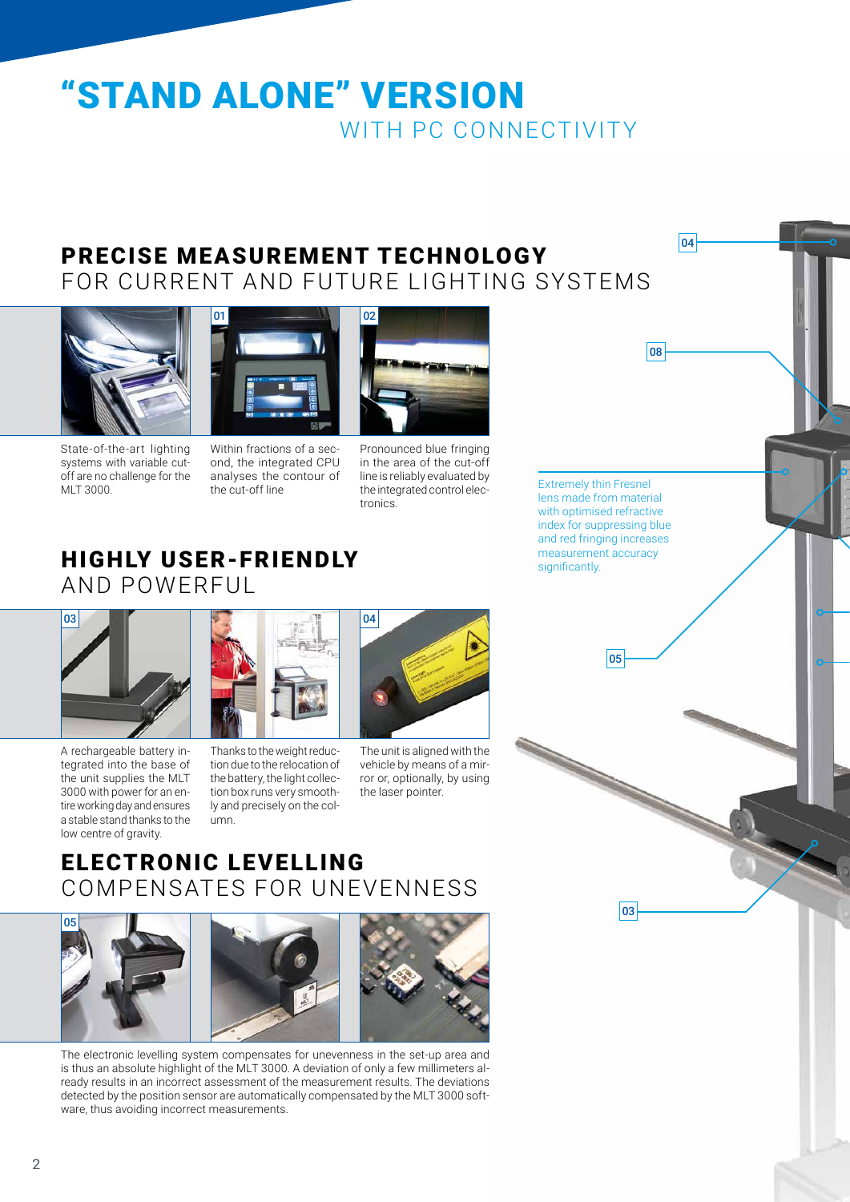# "STAND ALONE" VERSION
WITH PC CONNECTIVITY

## PRECISE MEASUREMENT TECHNOLOGY
FOR CURRENT AND FUTURE LIGHTING SYSTEMS

State-of-the-art lighting systems with variable cut-off are no challenge for the MLT 3000.

01 Within fractions of a second, the integrated CPU analyses the contour of the cut-off line

02 Pronounced blue fringing in the area of the cut-off line is reliably evaluated by the integrated control electronics.

## HIGHLY USER-FRIENDLY
AND POWERFUL

03 A rechargeable battery integrated into the base of the unit supplies the MLT 3000 with power for an entire working day and ensures a stable stand thanks to the low centre of gravity.

Thanks to the weight reduction due to the relocation of the battery, the light collection box runs very smoothly and precisely on the column.

04 The unit is aligned with the vehicle by means of a mirror or, optionally, by using the laser pointer.

## ELECTRONIC LEVELLING
COMPENSATES FOR UNEVENNESS

05 The electronic levelling system compensates for unevenness in the set-up area and is thus an absolute highlight of the MLT 3000. A deviation of only a few millimeters already results in an incorrect assessment of the measurement results. The deviations detected by the position sensor are automatically compensated by the MLT 3000 software, thus avoiding incorrect measurements.

Extremely thin Fresnel lens made from material with optimised refractive index for suppressing blue and red fringing increases measurement accuracy significantly.

04

08

05

03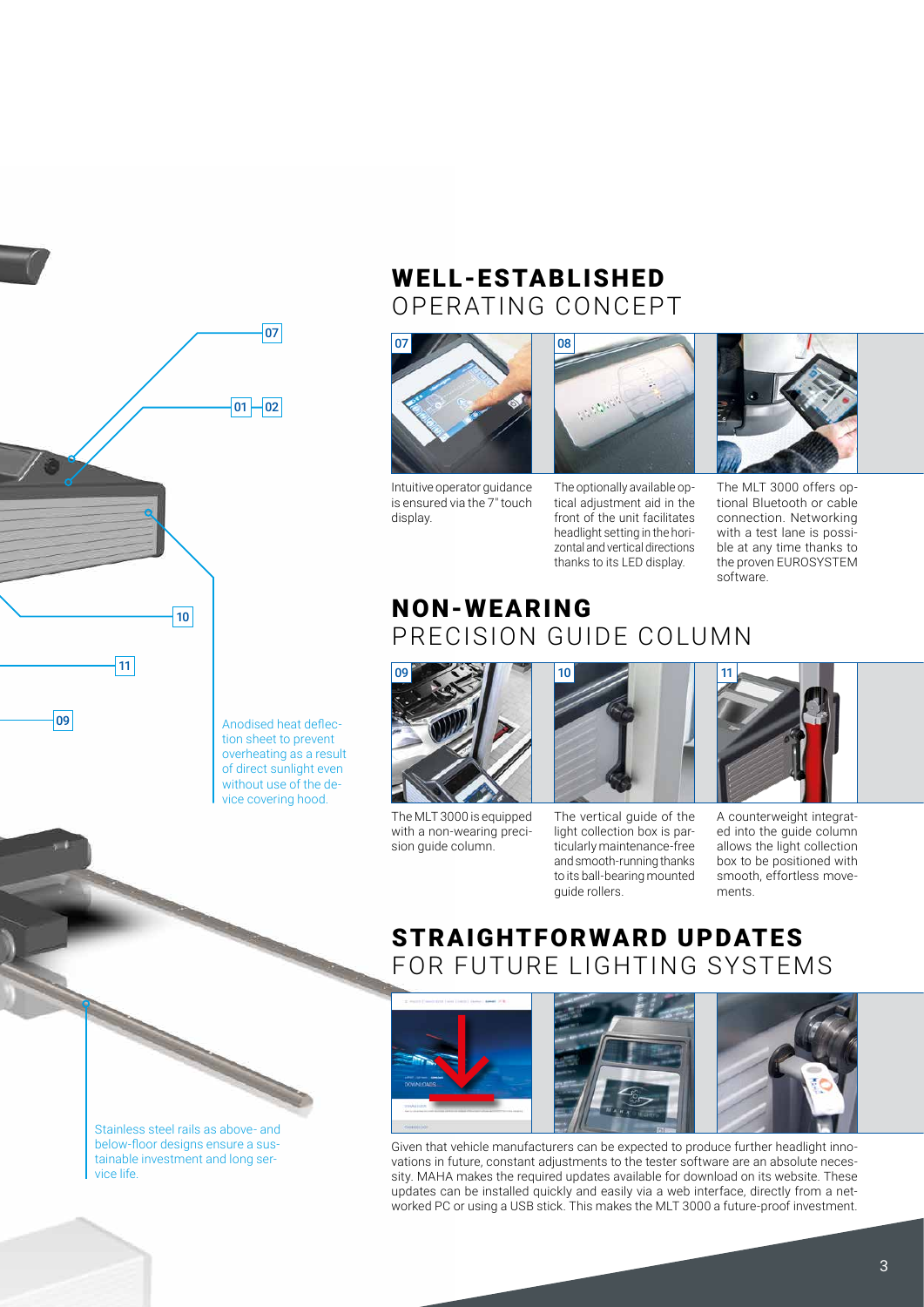## WELL-ESTABLISHED OPERATING CONCEPT

07 Intuitive operator guidance is ensured via the 7" touch display.

08 The optionally available optical adjustment aid in the front of the unit facilitates headlight setting in the horizontal and vertical directions thanks to its LED display.

The MLT 3000 offers optional Bluetooth or cable connection. Networking with a test lane is possible at any time thanks to the proven EUROSYSTEM software.

## NON-WEARING PRECISION GUIDE COLUMN

09 The MLT 3000 is equipped with a non-wearing precision guide column.

10 The vertical guide of the light collection box is particularly maintenance-free and smooth-running thanks to its ball-bearing mounted guide rollers.

11 A counterweight integrated into the guide column allows the light collection box to be positioned with smooth, effortless movements.

## STRAIGHTFORWARD UPDATES FOR FUTURE LIGHTING SYSTEMS

Given that vehicle manufacturers can be expected to produce further headlight innovations in future, constant adjustments to the tester software are an absolute necessity. MAHA makes the required updates available for download on its website. These updates can be installed quickly and easily via a web interface, directly from a networked PC or using a USB stick. This makes the MLT 3000 a future-proof investment.

Anodised heat deflection sheet to prevent overheating as a result of direct sunlight even without use of the device covering hood.

Stainless steel rails as above- and below-floor designs ensure a sustainable investment and long service life.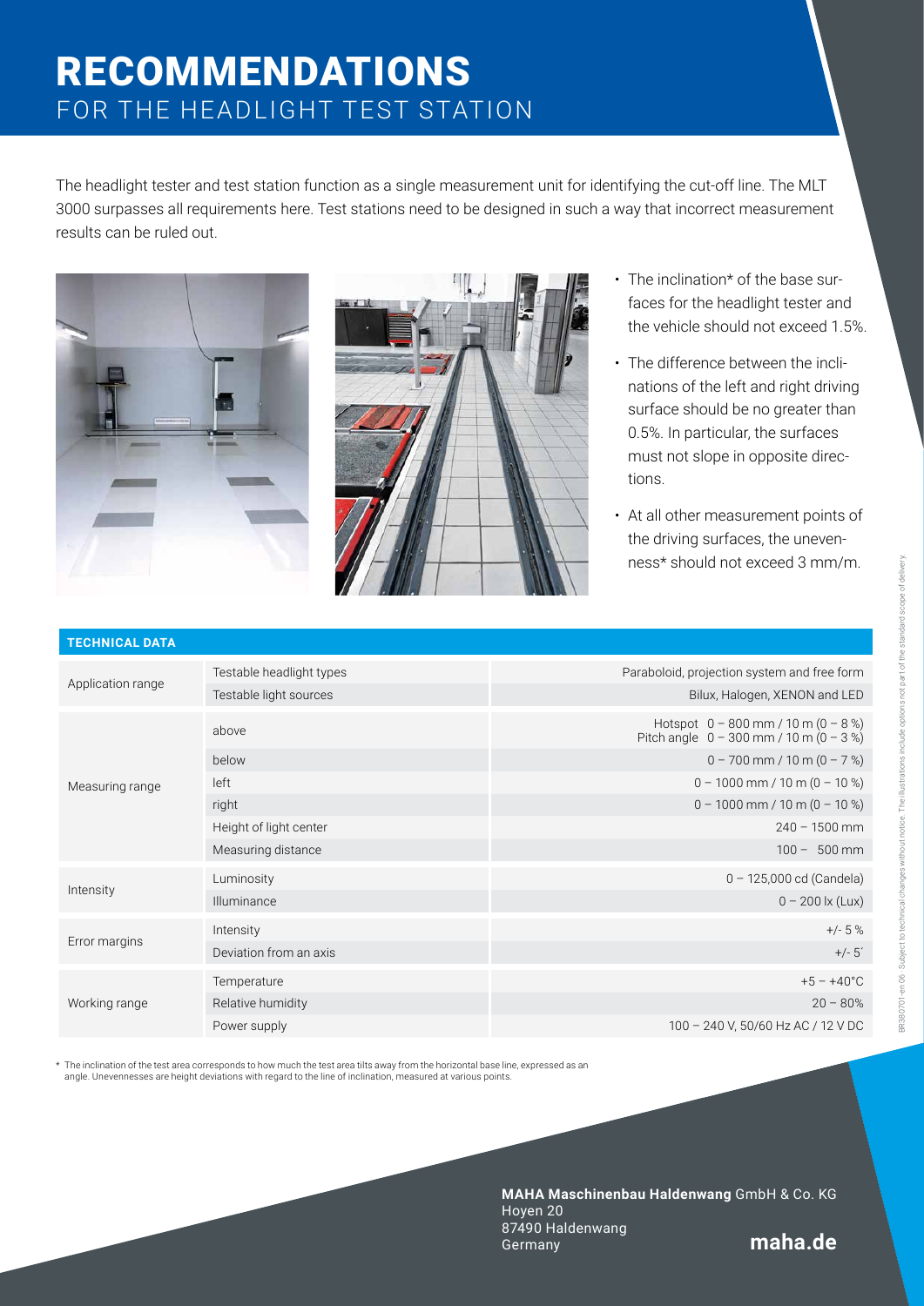# RECOMMENDATIONS
## FOR THE HEADLIGHT TEST STATION

The headlight tester and test station function as a single measurement unit for identifying the cut-off line. The MLT 3000 surpasses all requirements here. Test stations need to be designed in such a way that incorrect measurement results can be ruled out.

- The inclination* of the base surfaces for the headlight tester and the vehicle should not exceed 1.5%.
- The difference between the inclinations of the left and right driving surface should be no greater than 0.5%. In particular, the surfaces must not slope in opposite directions.
- At all other measurement points of the driving surfaces, the unevenness* should not exceed 3 mm/m.

**TECHNICAL DATA**

| | | |
|---|---|---|
| Application range | Testable headlight types | Paraboloid, projection system and free form |
| | Testable light sources | Bilux, Halogen, XENON and LED |
| Measuring range | above | Hotspot 0 – 800 mm / 10 m (0 – 8 %) Pitch angle 0 – 300 mm / 10 m (0 – 3 %) |
| | below | 0 – 700 mm / 10 m (0 – 7 %) |
| | left | 0 – 1000 mm / 10 m (0 – 10 %) |
| | right | 0 – 1000 mm / 10 m (0 – 10 %) |
| | Height of light center | 240 – 1500 mm |
| | Measuring distance | 100 – 500 mm |
| Intensity | Luminosity | 0 – 125,000 cd (Candela) |
| | Illuminance | 0 – 200 lx (Lux) |
| Error margins | Intensity | +/- 5 % |
| | Deviation from an axis | +/- 5´ |
| Working range | Temperature | +5 – +40°C |
| | Relative humidity | 20 – 80% |
| | Power supply | 100 – 240 V, 50/60 Hz AC / 12 V DC |

\* The inclination of the test area corresponds to how much the test area tilts away from the horizontal base line, expressed as an angle. Unevennesses are height deviations with regard to the line of inclination, measured at various points.

BR380701-en 06 · Subject to technical changes without notice · The illustrations include options not part of the standard scope of delivery.

**MAHA Maschinenbau Haldenwang** GmbH & Co. KG
Hoyen 20
87490 Haldenwang
Germany

**maha.de**